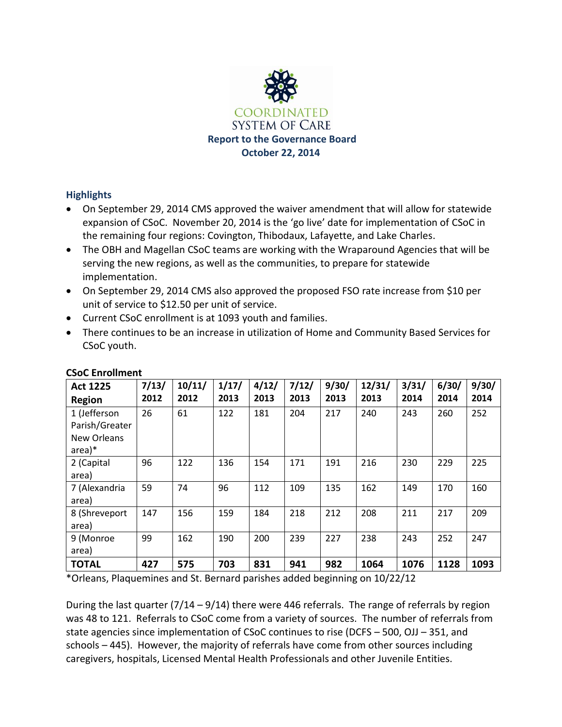# COORDINATED SYSTEM OF CARE

**Report to the Governance Board**
**October 22, 2014**

## Highlights

- On September 29, 2014 CMS approved the waiver amendment that will allow for statewide expansion of CSoC. November 20, 2014 is the 'go live' date for implementation of CSoC in the remaining four regions: Covington, Thibodaux, Lafayette, and Lake Charles.
- The OBH and Magellan CSoC teams are working with the Wraparound Agencies that will be serving the new regions, as well as the communities, to prepare for statewide implementation.
- On September 29, 2014 CMS also approved the proposed FSO rate increase from $10 per unit of service to $12.50 per unit of service.
- Current CSoC enrollment is at 1093 youth and families.
- There continues to be an increase in utilization of Home and Community Based Services for CSoC youth.

**CSoC Enrollment**

| Act 1225 Region | 7/13/2012 | 10/11/2012 | 1/17/2013 | 4/12/2013 | 7/12/2013 | 9/30/2013 | 12/31/2013 | 3/31/2014 | 6/30/2014 | 9/30/2014 |
|---|---|---|---|---|---|---|---|---|---|---|
| 1 (Jefferson Parish/Greater New Orleans area)* | 26 | 61 | 122 | 181 | 204 | 217 | 240 | 243 | 260 | 252 |
| 2 (Capital area) | 96 | 122 | 136 | 154 | 171 | 191 | 216 | 230 | 229 | 225 |
| 7 (Alexandria area) | 59 | 74 | 96 | 112 | 109 | 135 | 162 | 149 | 170 | 160 |
| 8 (Shreveport area) | 147 | 156 | 159 | 184 | 218 | 212 | 208 | 211 | 217 | 209 |
| 9 (Monroe area) | 99 | 162 | 190 | 200 | 239 | 227 | 238 | 243 | 252 | 247 |
| **TOTAL** | **427** | **575** | **703** | **831** | **941** | **982** | **1064** | **1076** | **1128** | **1093** |

*Orleans, Plaquemines and St. Bernard parishes added beginning on 10/22/12

During the last quarter (7/14 – 9/14) there were 446 referrals. The range of referrals by region was 48 to 121. Referrals to CSoC come from a variety of sources. The number of referrals from state agencies since implementation of CSoC continues to rise (DCFS – 500, OJJ – 351, and schools – 445). However, the majority of referrals have come from other sources including caregivers, hospitals, Licensed Mental Health Professionals and other Juvenile Entities.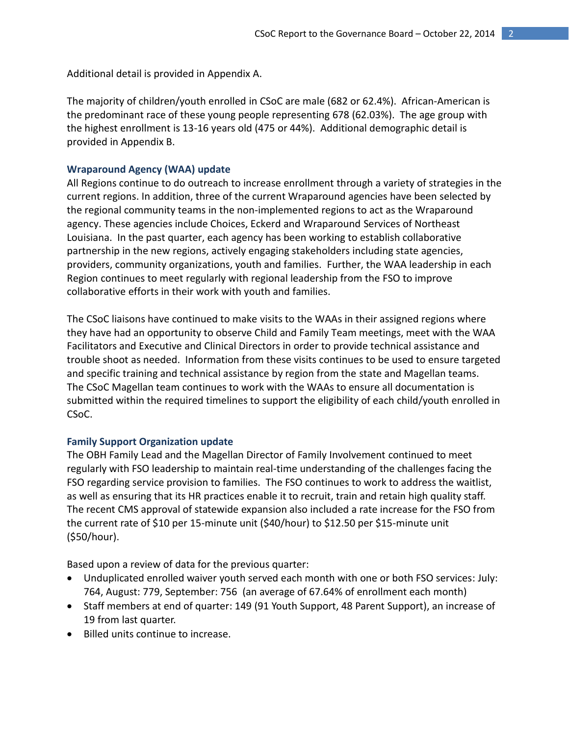Additional detail is provided in Appendix A.

The majority of children/youth enrolled in CSoC are male (682 or 62.4%). African-American is the predominant race of these young people representing 678 (62.03%). The age group with the highest enrollment is 13-16 years old (475 or 44%). Additional demographic detail is provided in Appendix B.

### Wraparound Agency (WAA) update

All Regions continue to do outreach to increase enrollment through a variety of strategies in the current regions. In addition, three of the current Wraparound agencies have been selected by the regional community teams in the non-implemented regions to act as the Wraparound agency. These agencies include Choices, Eckerd and Wraparound Services of Northeast Louisiana. In the past quarter, each agency has been working to establish collaborative partnership in the new regions, actively engaging stakeholders including state agencies, providers, community organizations, youth and families. Further, the WAA leadership in each Region continues to meet regularly with regional leadership from the FSO to improve collaborative efforts in their work with youth and families.

The CSoC liaisons have continued to make visits to the WAAs in their assigned regions where they have had an opportunity to observe Child and Family Team meetings, meet with the WAA Facilitators and Executive and Clinical Directors in order to provide technical assistance and trouble shoot as needed. Information from these visits continues to be used to ensure targeted and specific training and technical assistance by region from the state and Magellan teams. The CSoC Magellan team continues to work with the WAAs to ensure all documentation is submitted within the required timelines to support the eligibility of each child/youth enrolled in CSoC.

### Family Support Organization update

The OBH Family Lead and the Magellan Director of Family Involvement continued to meet regularly with FSO leadership to maintain real-time understanding of the challenges facing the FSO regarding service provision to families. The FSO continues to work to address the waitlist, as well as ensuring that its HR practices enable it to recruit, train and retain high quality staff. The recent CMS approval of statewide expansion also included a rate increase for the FSO from the current rate of $10 per 15-minute unit ($40/hour) to $12.50 per $15-minute unit ($50/hour).

Based upon a review of data for the previous quarter:

- Unduplicated enrolled waiver youth served each month with one or both FSO services: July: 764, August: 779, September: 756 (an average of 67.64% of enrollment each month)
- Staff members at end of quarter: 149 (91 Youth Support, 48 Parent Support), an increase of 19 from last quarter.
- Billed units continue to increase.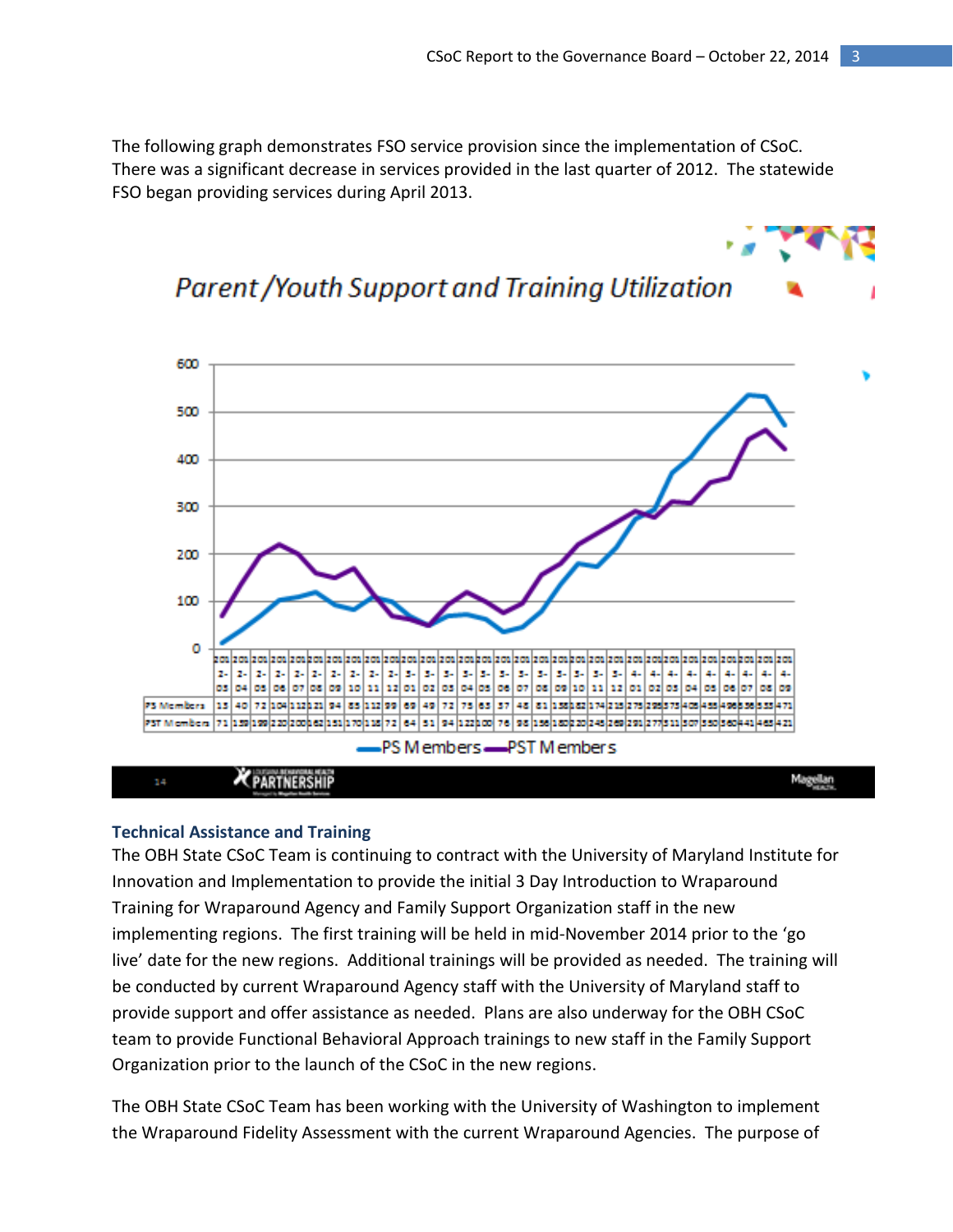The following graph demonstrates FSO service provision since the implementation of CSoC. There was a significant decrease in services provided in the last quarter of 2012. The statewide FSO began providing services during April 2013.

**Parent /Youth Support and Training Utilization**

| | 2012-03 | 2012-04 | 2012-05 | 2012-06 | 2012-07 | 2012-08 | 2012-09 | 2012-10 | 2012-11 | 2012-12 | 2013-01 | 2013-02 | 2013-03 | 2013-04 | 2013-05 | 2013-06 | 2013-07 | 2013-08 | 2013-09 | 2013-10 | 2013-11 | 2013-12 | 2014-01 | 2014-02 | 2014-03 | 2014-04 | 2014-05 | 2014-06 | 2014-07 | 2014-08 | 2014-09 |
|---|---|---|---|---|---|---|---|---|---|---|---|---|---|---|---|---|---|---|---|---|---|---|---|---|---|---|---|---|---|---|---|
| PS Members | 13 | 40 | 72 | 104 | 112 | 121 | 94 | 83 | 112 | 99 | 69 | 49 | 72 | 75 | 65 | 37 | 48 | 81 | 138 | 182 | 174 | 215 | 275 | 295 | 375 | 405 | 455 | 496 | 536 | 533 | 471 |
| PST Members | 71 | 139 | 199 | 220 | 200 | 162 | 151 | 170 | 118 | 72 | 64 | 51 | 94 | 122 | 100 | 76 | 98 | 156 | 182 | 220 | 245 | 269 | 291 | 277 | 311 | 307 | 350 | 360 | 441 | 465 | 421 |

PS Members — PST Members

## Technical Assistance and Training

The OBH State CSoC Team is continuing to contract with the University of Maryland Institute for Innovation and Implementation to provide the initial 3 Day Introduction to Wraparound Training for Wraparound Agency and Family Support Organization staff in the new implementing regions. The first training will be held in mid-November 2014 prior to the 'go live' date for the new regions. Additional trainings will be provided as needed. The training will be conducted by current Wraparound Agency staff with the University of Maryland staff to provide support and offer assistance as needed. Plans are also underway for the OBH CSoC team to provide Functional Behavioral Approach trainings to new staff in the Family Support Organization prior to the launch of the CSoC in the new regions.

The OBH State CSoC Team has been working with the University of Washington to implement the Wraparound Fidelity Assessment with the current Wraparound Agencies. The purpose of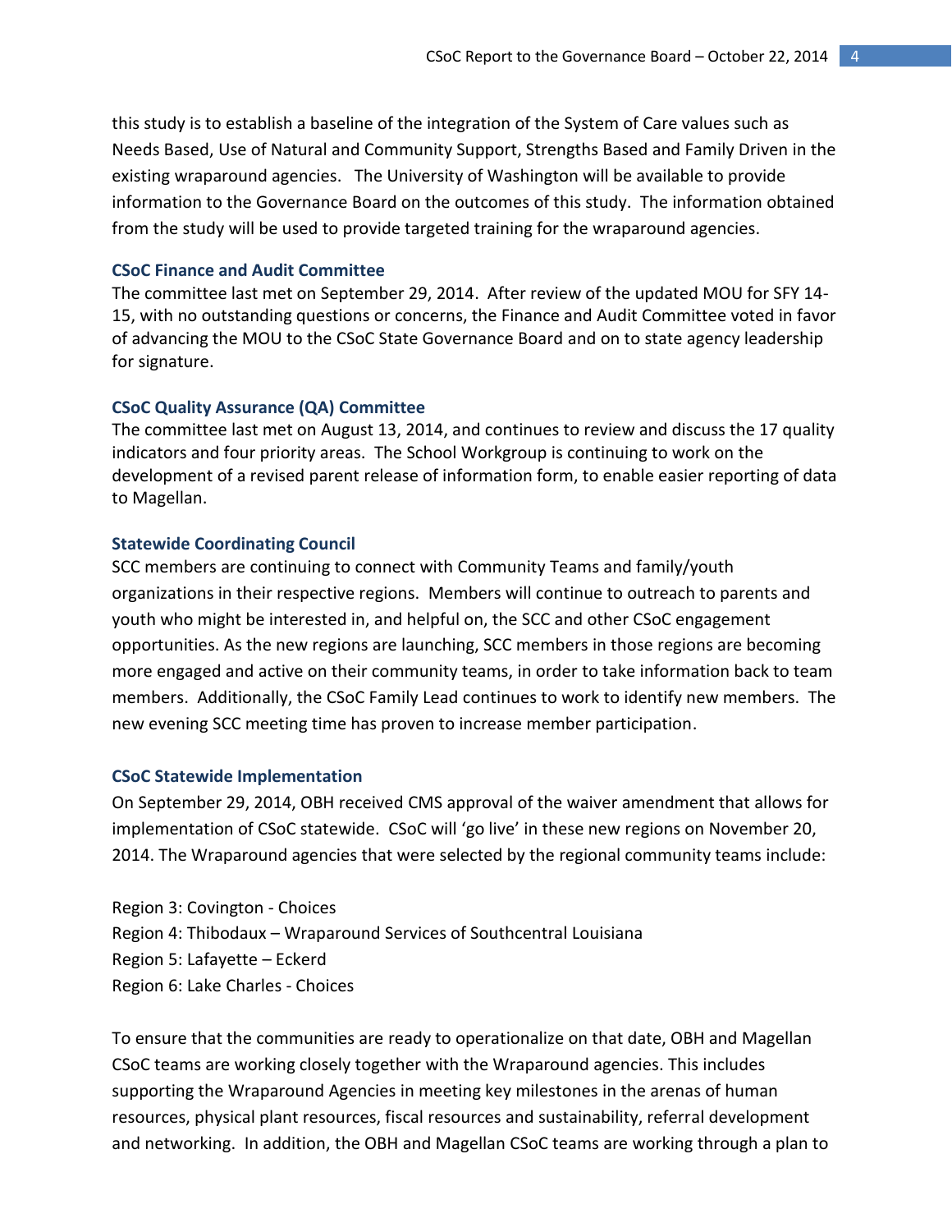this study is to establish a baseline of the integration of the System of Care values such as Needs Based, Use of Natural and Community Support, Strengths Based and Family Driven in the existing wraparound agencies.  The University of Washington will be available to provide information to the Governance Board on the outcomes of this study.  The information obtained from the study will be used to provide targeted training for the wraparound agencies.

### CSoC Finance and Audit Committee

The committee last met on September 29, 2014.  After review of the updated MOU for SFY 14-15, with no outstanding questions or concerns, the Finance and Audit Committee voted in favor of advancing the MOU to the CSoC State Governance Board and on to state agency leadership for signature.

### CSoC Quality Assurance (QA) Committee

The committee last met on August 13, 2014, and continues to review and discuss the 17 quality indicators and four priority areas.  The School Workgroup is continuing to work on the development of a revised parent release of information form, to enable easier reporting of data to Magellan.

### Statewide Coordinating Council

SCC members are continuing to connect with Community Teams and family/youth organizations in their respective regions.  Members will continue to outreach to parents and youth who might be interested in, and helpful on, the SCC and other CSoC engagement opportunities. As the new regions are launching, SCC members in those regions are becoming more engaged and active on their community teams, in order to take information back to team members.  Additionally, the CSoC Family Lead continues to work to identify new members.  The new evening SCC meeting time has proven to increase member participation.

### CSoC Statewide Implementation

On September 29, 2014, OBH received CMS approval of the waiver amendment that allows for implementation of CSoC statewide.  CSoC will 'go live' in these new regions on November 20, 2014. The Wraparound agencies that were selected by the regional community teams include:

Region 3: Covington - Choices
Region 4: Thibodaux – Wraparound Services of Southcentral Louisiana
Region 5: Lafayette – Eckerd
Region 6: Lake Charles - Choices

To ensure that the communities are ready to operationalize on that date, OBH and Magellan CSoC teams are working closely together with the Wraparound agencies. This includes supporting the Wraparound Agencies in meeting key milestones in the arenas of human resources, physical plant resources, fiscal resources and sustainability, referral development and networking.  In addition, the OBH and Magellan CSoC teams are working through a plan to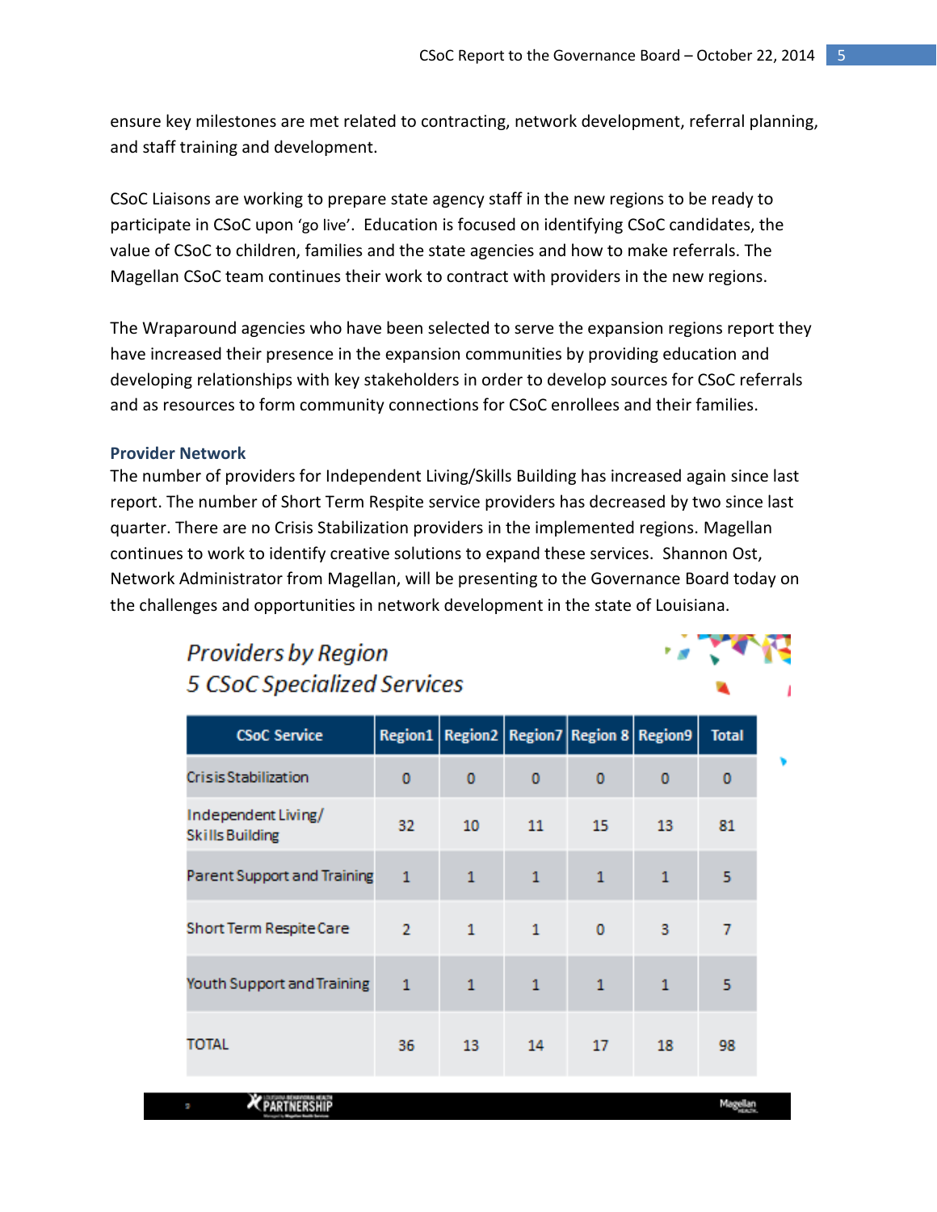ensure key milestones are met related to contracting, network development, referral planning, and staff training and development.

CSoC Liaisons are working to prepare state agency staff in the new regions to be ready to participate in CSoC upon 'go live'. Education is focused on identifying CSoC candidates, the value of CSoC to children, families and the state agencies and how to make referrals. The Magellan CSoC team continues their work to contract with providers in the new regions.

The Wraparound agencies who have been selected to serve the expansion regions report they have increased their presence in the expansion communities by providing education and developing relationships with key stakeholders in order to develop sources for CSoC referrals and as resources to form community connections for CSoC enrollees and their families.

### Provider Network

The number of providers for Independent Living/Skills Building has increased again since last report. The number of Short Term Respite service providers has decreased by two since last quarter. There are no Crisis Stabilization providers in the implemented regions. Magellan continues to work to identify creative solutions to expand these services. Shannon Ost, Network Administrator from Magellan, will be presenting to the Governance Board today on the challenges and opportunities in network development in the state of Louisiana.

*Providers by Region*
*5 CSoC Specialized Services*

| CSoC Service | Region1 | Region2 | Region7 | Region 8 | Region9 | Total |
|---|---|---|---|---|---|---|
| Crisis Stabilization | 0 | 0 | 0 | 0 | 0 | 0 |
| Independent Living/ Skills Building | 32 | 10 | 11 | 15 | 13 | 81 |
| Parent Support and Training | 1 | 1 | 1 | 1 | 1 | 5 |
| Short Term Respite Care | 2 | 1 | 1 | 0 | 3 | 7 |
| Youth Support and Training | 1 | 1 | 1 | 1 | 1 | 5 |
| TOTAL | 36 | 13 | 14 | 17 | 18 | 98 |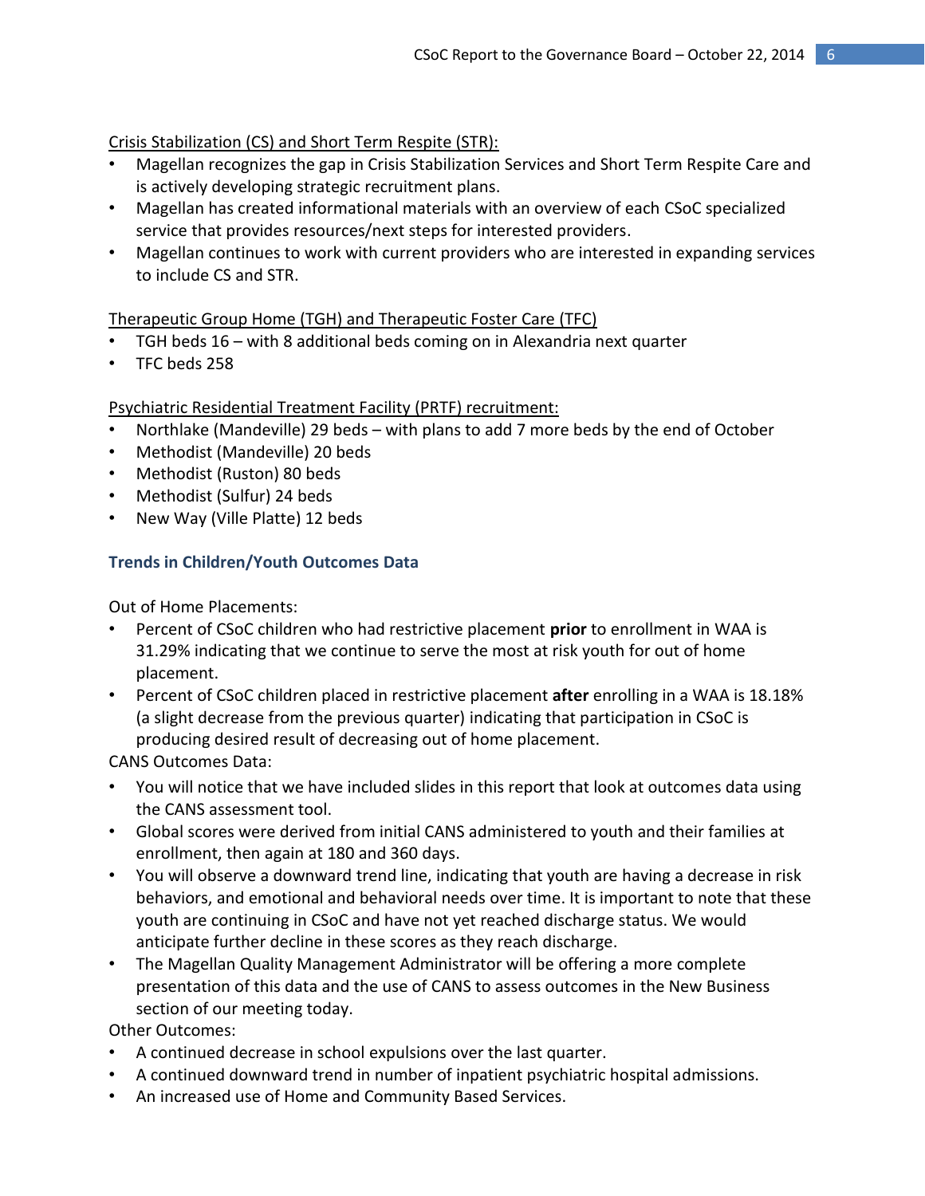Crisis Stabilization (CS) and Short Term Respite (STR):

- Magellan recognizes the gap in Crisis Stabilization Services and Short Term Respite Care and is actively developing strategic recruitment plans.
- Magellan has created informational materials with an overview of each CSoC specialized service that provides resources/next steps for interested providers.
- Magellan continues to work with current providers who are interested in expanding services to include CS and STR.

Therapeutic Group Home (TGH) and Therapeutic Foster Care (TFC)

- TGH beds 16 – with 8 additional beds coming on in Alexandria next quarter
- TFC beds 258

Psychiatric Residential Treatment Facility (PRTF) recruitment:

- Northlake (Mandeville) 29 beds – with plans to add 7 more beds by the end of October
- Methodist (Mandeville) 20 beds
- Methodist (Ruston) 80 beds
- Methodist (Sulfur) 24 beds
- New Way (Ville Platte) 12 beds

### Trends in Children/Youth Outcomes Data

Out of Home Placements:

- Percent of CSoC children who had restrictive placement **prior** to enrollment in WAA is 31.29% indicating that we continue to serve the most at risk youth for out of home placement.
- Percent of CSoC children placed in restrictive placement **after** enrolling in a WAA is 18.18% (a slight decrease from the previous quarter) indicating that participation in CSoC is producing desired result of decreasing out of home placement.

CANS Outcomes Data:

- You will notice that we have included slides in this report that look at outcomes data using the CANS assessment tool.
- Global scores were derived from initial CANS administered to youth and their families at enrollment, then again at 180 and 360 days.
- You will observe a downward trend line, indicating that youth are having a decrease in risk behaviors, and emotional and behavioral needs over time. It is important to note that these youth are continuing in CSoC and have not yet reached discharge status. We would anticipate further decline in these scores as they reach discharge.
- The Magellan Quality Management Administrator will be offering a more complete presentation of this data and the use of CANS to assess outcomes in the New Business section of our meeting today.

Other Outcomes:

- A continued decrease in school expulsions over the last quarter.
- A continued downward trend in number of inpatient psychiatric hospital admissions.
- An increased use of Home and Community Based Services.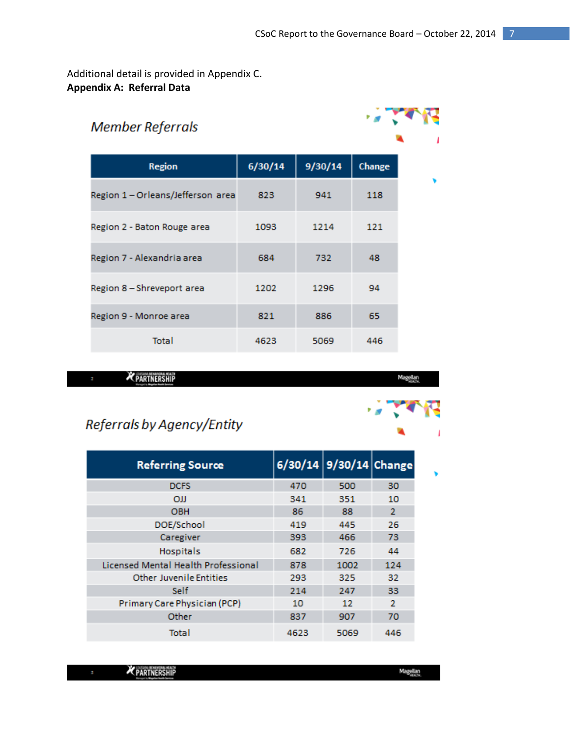Additional detail is provided in Appendix C.

**Appendix A: Referral Data**

## Member Referrals

| Region | 6/30/14 | 9/30/14 | Change |
|---|---|---|---|
| Region 1 – Orleans/Jefferson area | 823 | 941 | 118 |
| Region 2 - Baton Rouge area | 1093 | 1214 | 121 |
| Region 7 - Alexandria area | 684 | 732 | 48 |
| Region 8 – Shreveport area | 1202 | 1296 | 94 |
| Region 9 - Monroe area | 821 | 886 | 65 |
| Total | 4623 | 5069 | 446 |

## Referrals by Agency/Entity

| Referring Source | 6/30/14 | 9/30/14 | Change |
|---|---|---|---|
| DCFS | 470 | 500 | 30 |
| OJJ | 341 | 351 | 10 |
| OBH | 86 | 88 | 2 |
| DOE/School | 419 | 445 | 26 |
| Caregiver | 393 | 466 | 73 |
| Hospitals | 682 | 726 | 44 |
| Licensed Mental Health Professional | 878 | 1002 | 124 |
| Other Juvenile Entities | 293 | 325 | 32 |
| Self | 214 | 247 | 33 |
| Primary Care Physician (PCP) | 10 | 12 | 2 |
| Other | 837 | 907 | 70 |
| Total | 4623 | 5069 | 446 |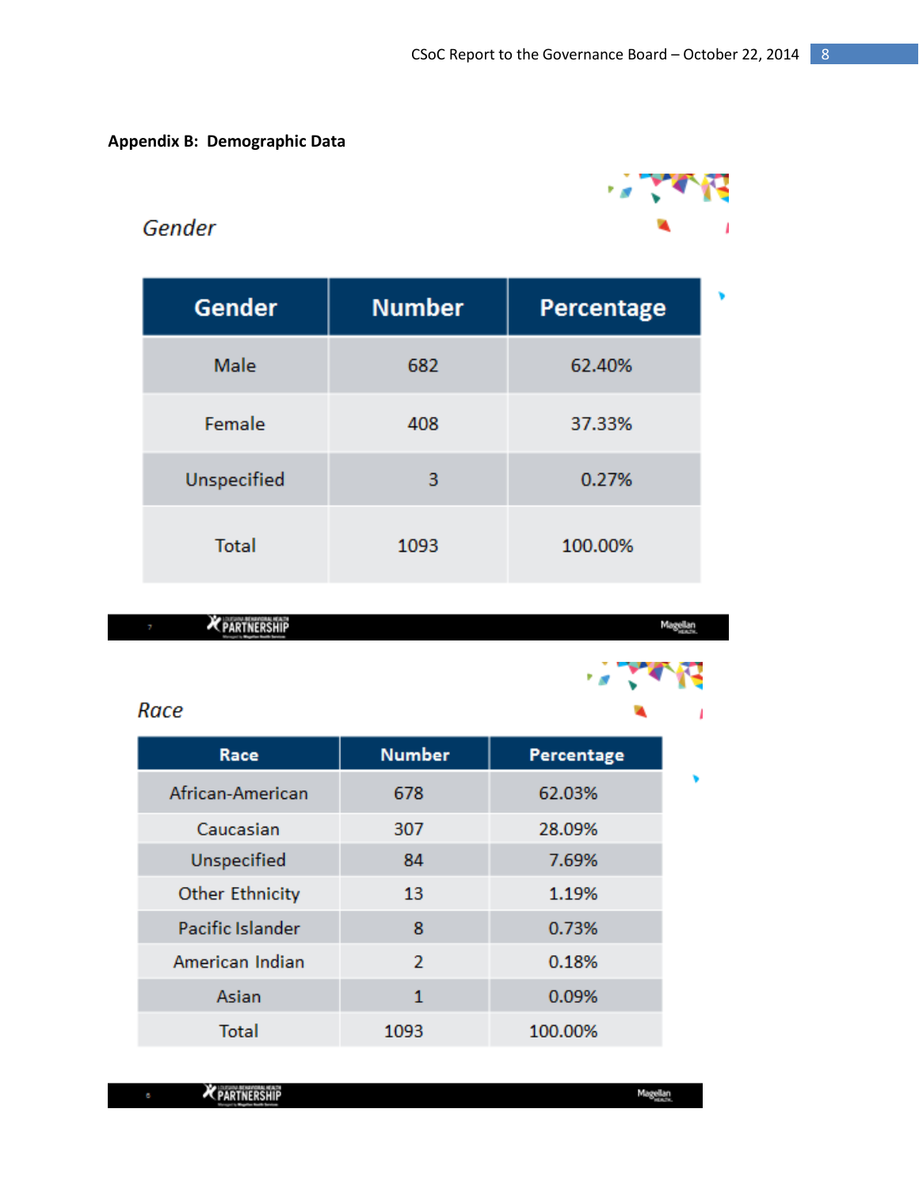## Appendix B: Demographic Data

### *Gender*

| Gender | Number | Percentage |
|---|---|---|
| Male | 682 | 62.40% |
| Female | 408 | 37.33% |
| Unspecified | 3 | 0.27% |
| Total | 1093 | 100.00% |

### *Race*

| Race | Number | Percentage |
|---|---|---|
| African-American | 678 | 62.03% |
| Caucasian | 307 | 28.09% |
| Unspecified | 84 | 7.69% |
| Other Ethnicity | 13 | 1.19% |
| Pacific Islander | 8 | 0.73% |
| American Indian | 2 | 0.18% |
| Asian | 1 | 0.09% |
| Total | 1093 | 100.00% |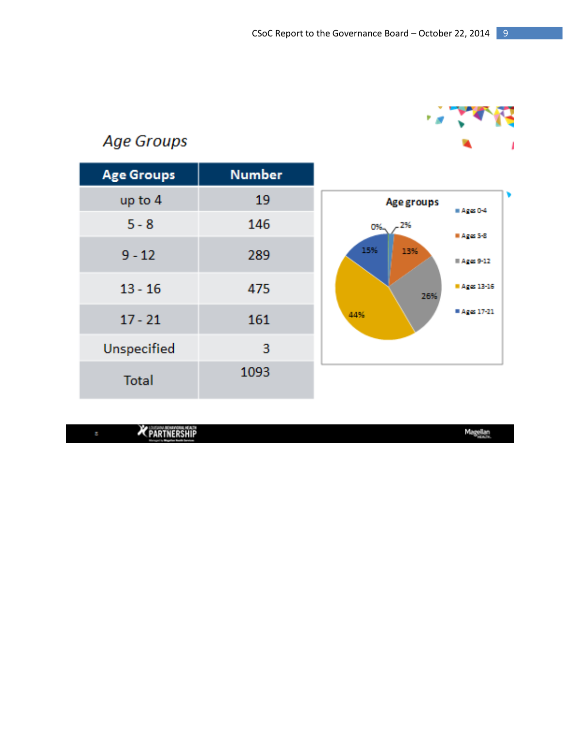*Age Groups*

| Age Groups | Number |
|---|---|
| up to 4 | 19 |
| 5 - 8 | 146 |
| 9 - 12 | 289 |
| 13 - 16 | 475 |
| 17 - 21 | 161 |
| Unspecified | 3 |
| Total | 1093 |

Age groups

- Ages 0-4
- Ages 5-8
- Ages 9-12
- Ages 13-16
- Ages 17-21

0% 2% 13% 26% 44% 15%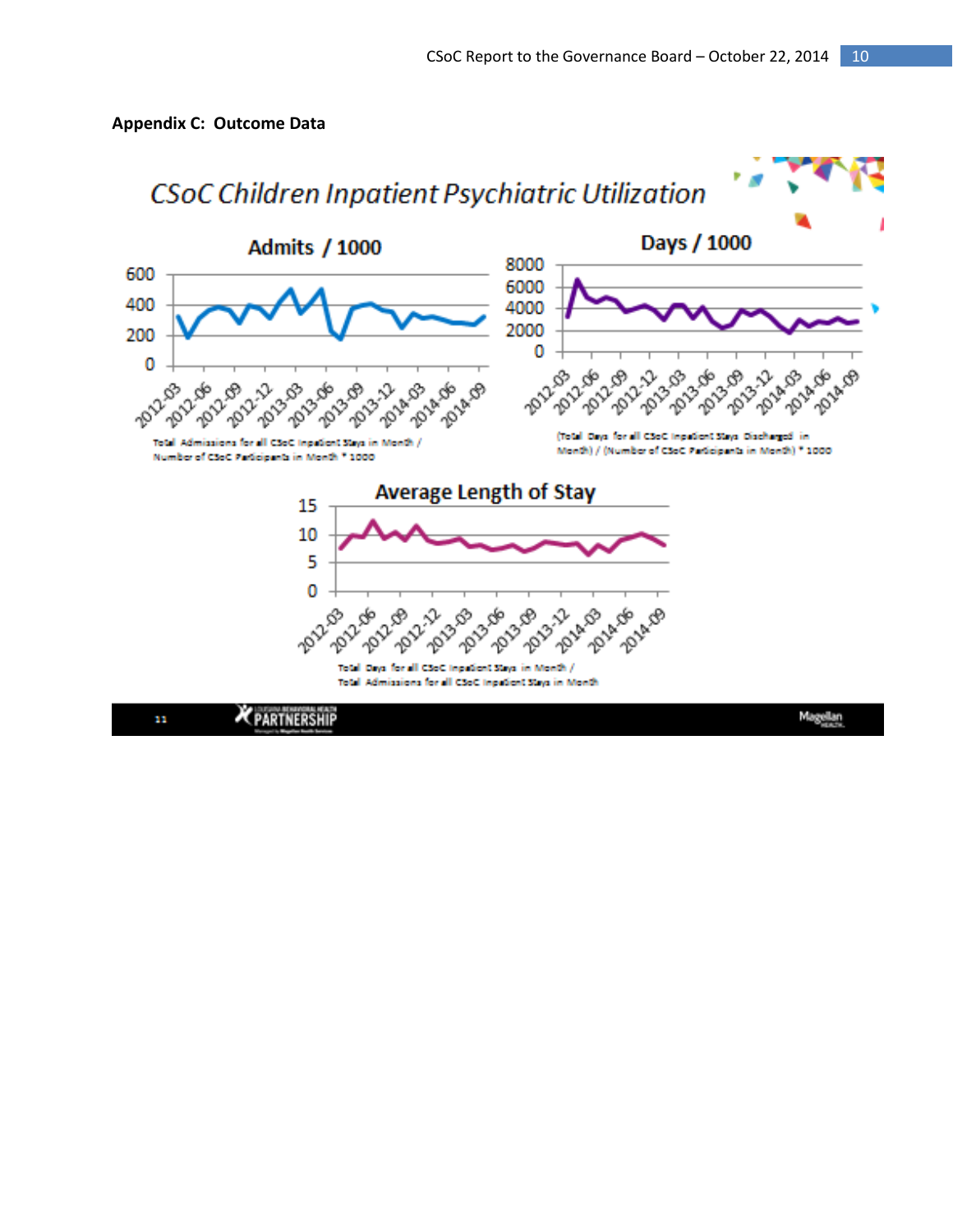**Appendix C: Outcome Data**

CSoC Children Inpatient Psychiatric Utilization

Admits / 1000

Total Admissions for all CSoC Inpatient Stays in Month / Number of CSoC Participants in Month * 1000

Days / 1000

(Total Days for all CSoC Inpatient Stays Discharged in Month) / (Number of CSoC Participants in Month) * 1000

Average Length of Stay

Total Days for all CSoC Inpatient Stays in Month / Total Admissions for all CSoC Inpatient Stays in Month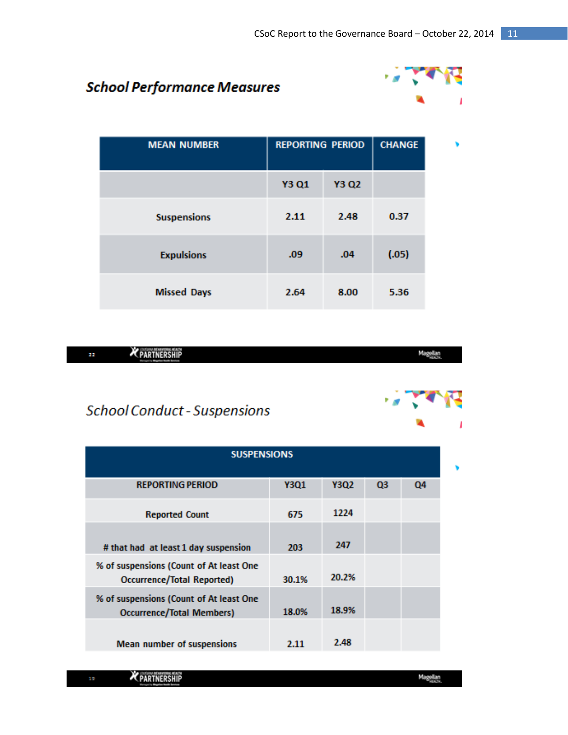## *School Performance Measures*

| MEAN NUMBER | REPORTING PERIOD | | CHANGE |
|---|---|---|---|
| | Y3 Q1 | Y3 Q2 | |
| Suspensions | 2.11 | 2.48 | 0.37 |
| Expulsions | .09 | .04 | (.05) |
| Missed Days | 2.64 | 8.00 | 5.36 |

## *School Conduct - Suspensions*

| SUSPENSIONS | | | | |
|---|---|---|---|---|
| REPORTING PERIOD | Y3Q1 | Y3Q2 | Q3 | Q4 |
| Reported Count | 675 | 1224 | | |
| # that had at least 1 day suspension | 203 | 247 | | |
| % of suspensions (Count of At least One Occurrence/Total Reported) | 30.1% | 20.2% | | |
| % of suspensions (Count of At least One Occurrence/Total Members) | 18.0% | 18.9% | | |
| Mean number of suspensions | 2.11 | 2.48 | | |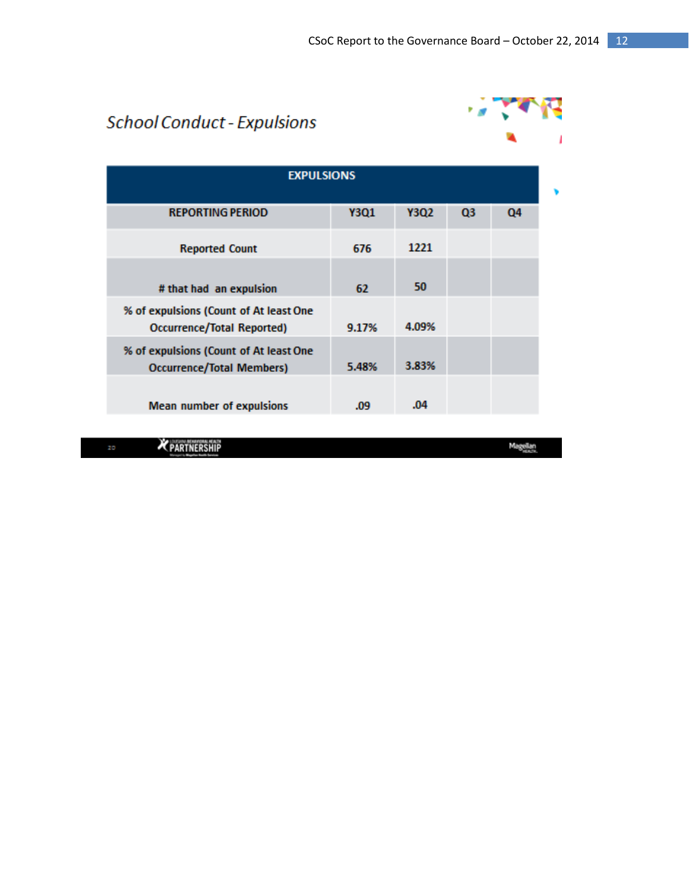## School Conduct - Expulsions

| EXPULSIONS | | | | |
|---|---|---|---|---|
| REPORTING PERIOD | Y3Q1 | Y3Q2 | Q3 | Q4 |
| Reported Count | 676 | 1221 | | |
| # that had an expulsion | 62 | 50 | | |
| % of expulsions (Count of At least One Occurrence/Total Reported) | 9.17% | 4.09% | | |
| % of expulsions (Count of At least One Occurrence/Total Members) | 5.48% | 3.83% | | |
| Mean number of expulsions | .09 | .04 | | |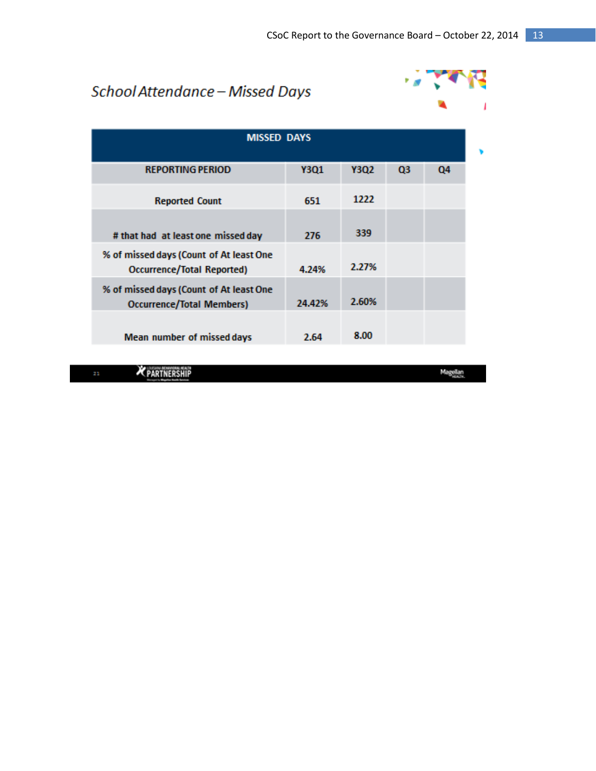## School Attendance – Missed Days

| MISSED DAYS | | | | |
|---|---|---|---|---|
| REPORTING PERIOD | Y3Q1 | Y3Q2 | Q3 | Q4 |
| Reported Count | 651 | 1222 | | |
| # that had at least one missed day | 276 | 339 | | |
| % of missed days (Count of At least One Occurrence/Total Reported) | 4.24% | 2.27% | | |
| % of missed days (Count of At least One Occurrence/Total Members) | 24.42% | 2.60% | | |
| Mean number of missed days | 2.64 | 8.00 | | |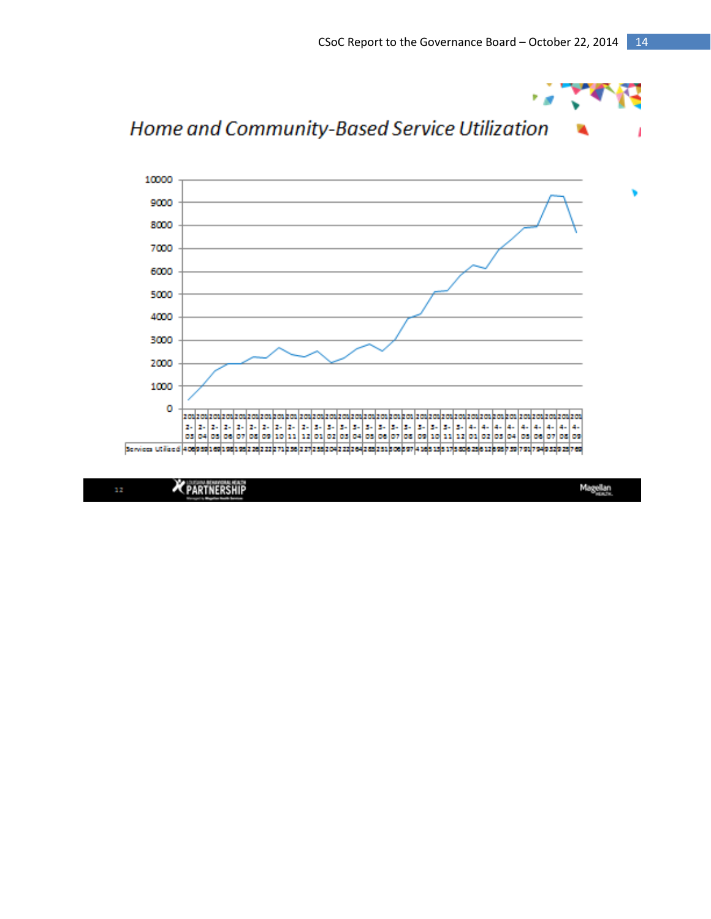## *Home and Community-Based Service Utilization*

| | 2012-03 | 2012-04 | 2012-05 | 2012-06 | 2012-07 | 2012-08 | 2012-09 | 2012-10 | 2012-11 | 2012-12 | 2013-01 | 2013-02 | 2013-03 | 2013-04 | 2013-05 | 2013-06 | 2013-07 | 2013-08 | 2013-09 | 2013-10 | 2013-11 | 2013-12 | 2014-01 | 2014-02 | 2014-03 | 2014-04 | 2014-05 | 2014-06 | 2014-07 | 2014-08 | 2014-09 |
|---|---|---|---|---|---|---|---|---|---|---|---|---|---|---|---|---|---|---|---|---|---|---|---|---|---|---|---|---|---|---|---|
| Services Utilized | 406 | 959 | 1669 | 1985 | 1985 | 2285 | 2227 | 2671 | 2386 | 2274 | 2538 | 2042 | 2224 | 2642 | 2851 | 2513 | 3063 | 3974 | 4165 | 5135 | 5175 | 5806 | 6256 | 6128 | 6957 | 7391 | 7941 | 7949 | 9329 | 9257 | 7685 |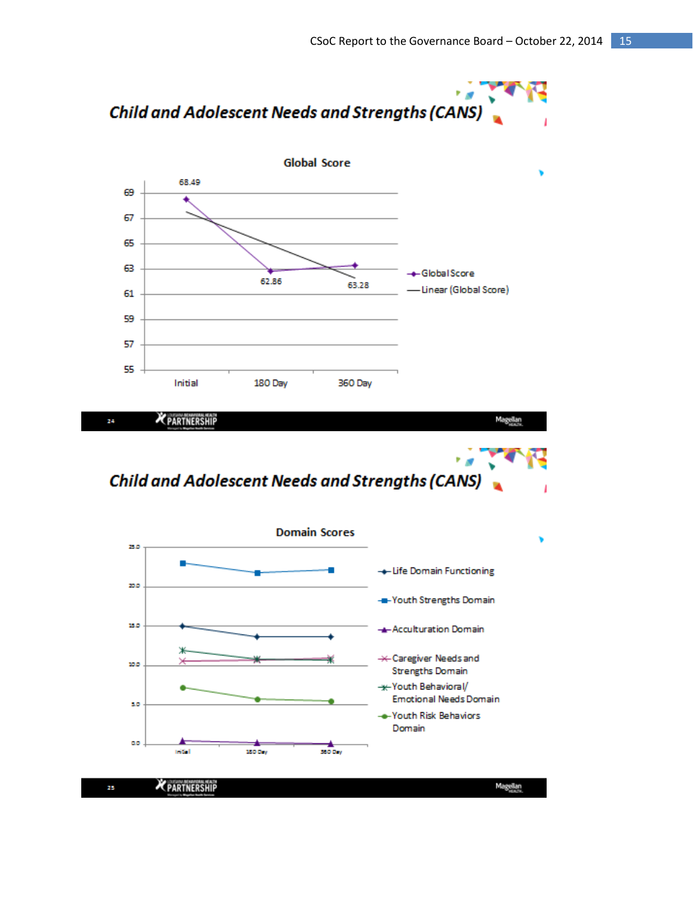## Child and Adolescent Needs and Strengths (CANS)

**Global Score**

| | Initial | 180 Day | 360 Day |
|---|---|---|---|
| Global Score | 68.49 | 62.86 | 63.28 |

Legend: Global Score; Linear (Global Score)

## Child and Adolescent Needs and Strengths (CANS)

**Domain Scores**

Y-axis: 0.0, 5.0, 10.0, 15.0, 20.0, 25.0

X-axis: Initial, 180 Day, 360 Day

Legend:
- Life Domain Functioning
- Youth Strengths Domain
- Acculturation Domain
- Caregiver Needs and Strengths Domain
- Youth Behavioral/ Emotional Needs Domain
- Youth Risk Behaviors Domain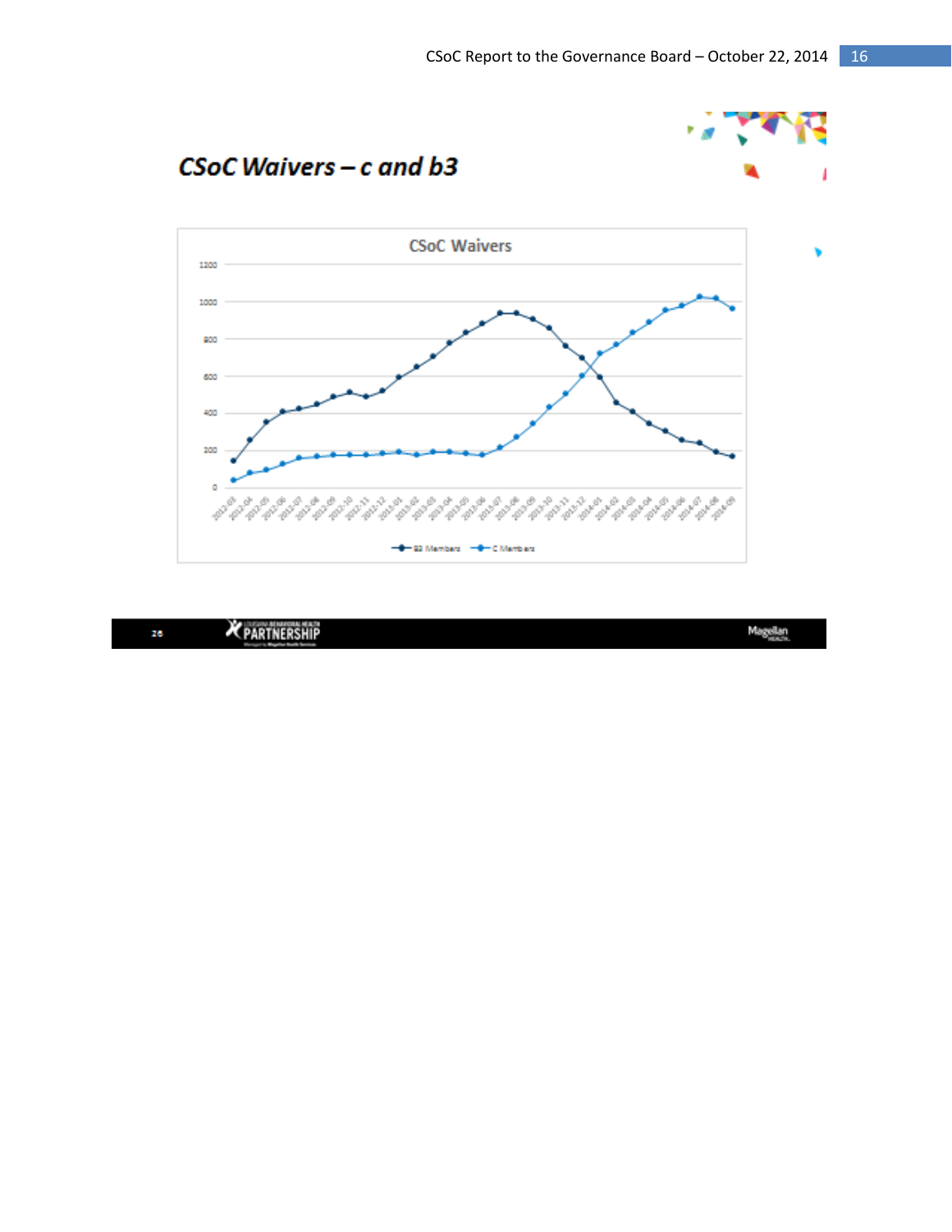## CSoC Waivers – c and b3

CSoC Waivers

1200
1000
800
600
400
200
0

2012-03 2012-04 2012-05 2012-06 2012-07 2012-08 2012-09 2012-10 2012-11 2012-12 2013-01 2013-02 2013-03 2013-04 2013-05 2013-06 2013-07 2013-08 2013-09 2013-10 2013-11 2013-12 2014-01 2014-02 2014-03 2014-04 2014-05 2014-06 2014-07 2014-08 2014-09

B3 Members
C Members